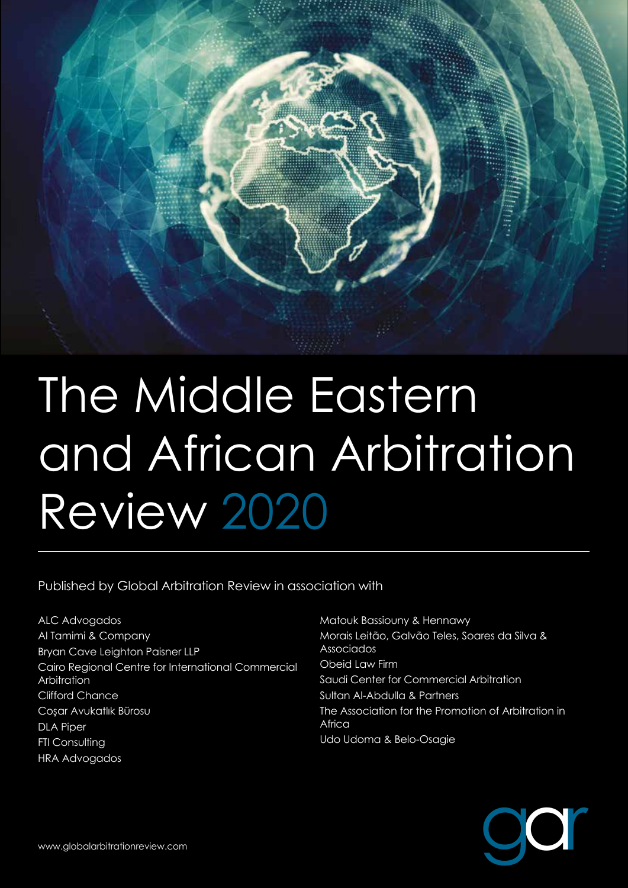# The Middle Eastern and African Arbitration Review 2020

Published by Global Arbitration Review in association with

- ALC Advogados
- Al Tamimi & Company
- Bryan Cave Leighton Paisner LLP
- Cairo Regional Centre for International Commercial Arbitration
- Clifford Chance
- Coşar Avukatlık Bürosu
- DLA Piper
- FTI Consulting
- HRA Advogados
- Matouk Bassiouny & Hennawy
- Morais Leitão, Galvão Teles, Soares da Silva & Associados
- Obeid Law Firm
- Saudi Center for Commercial Arbitration
- Sultan Al-Abdulla & Partners
- The Association for the Promotion of Arbitration in Africa
- Udo Udoma & Belo-Osagie

www.globalarbitrationreview.com

gar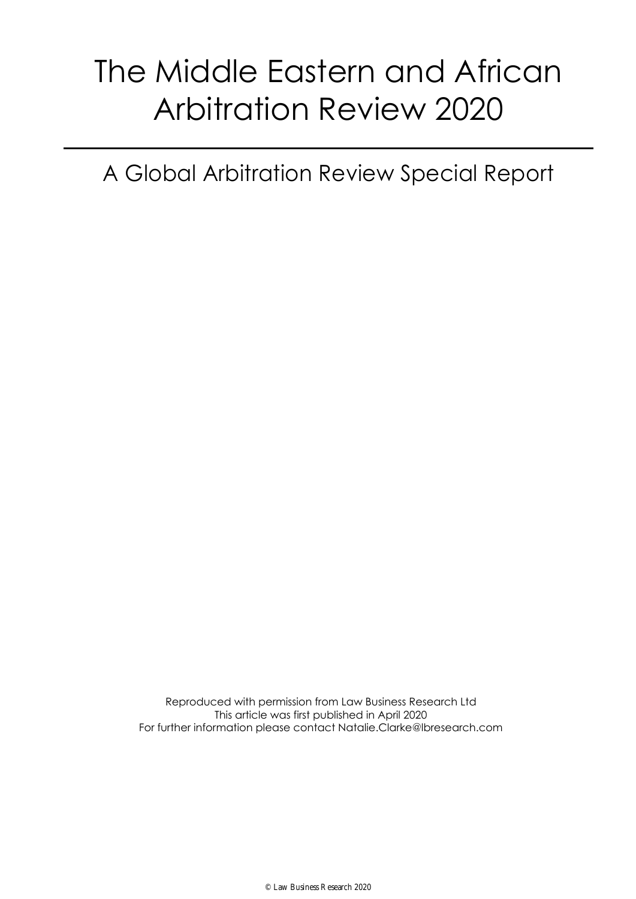# The Middle Eastern and African Arbitration Review 2020

## A Global Arbitration Review Special Report

Reproduced with permission from Law Business Research Ltd
This article was first published in April 2020
For further information please contact Natalie.Clarke@lbresearch.com

© Law Business Research 2020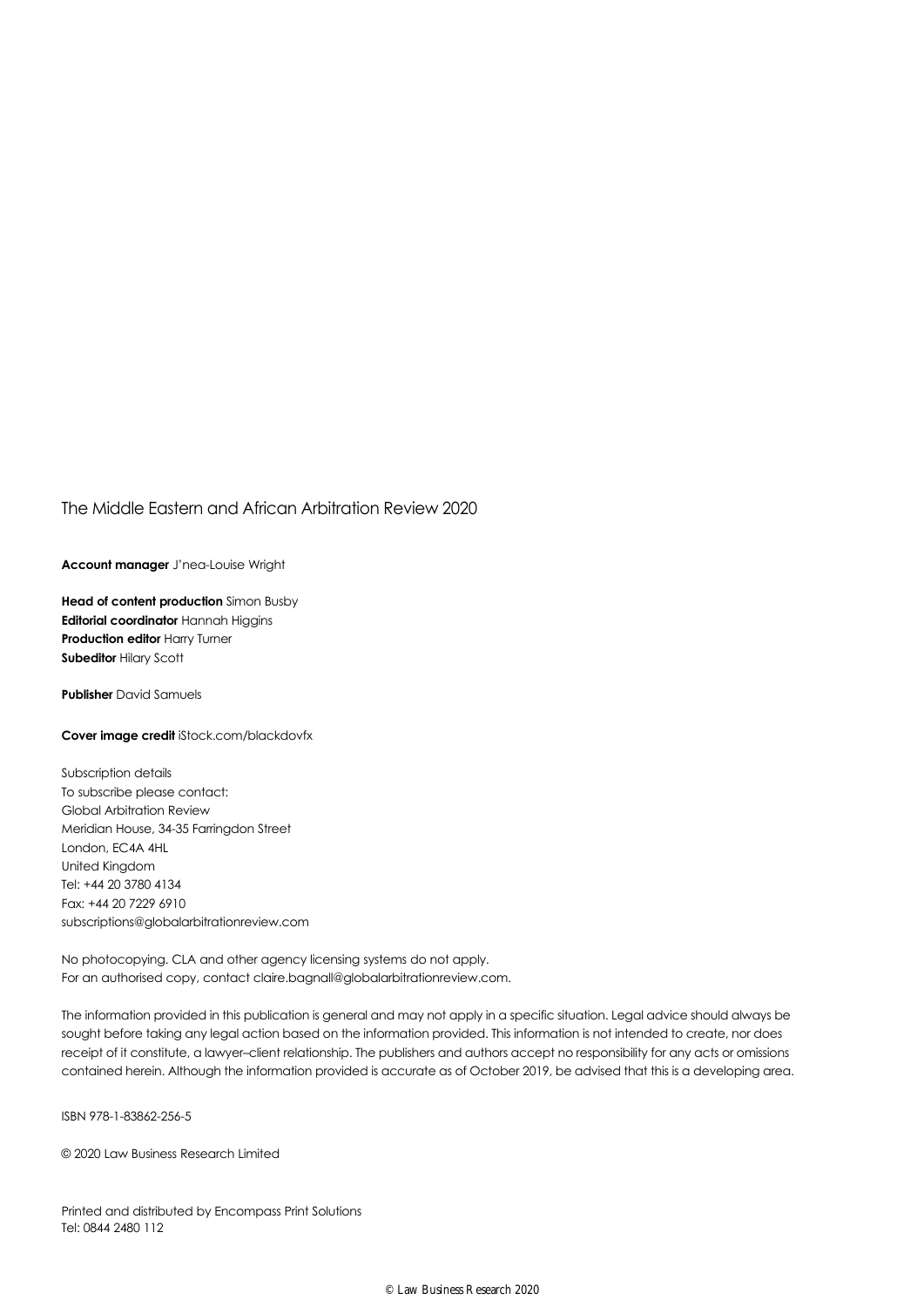The Middle Eastern and African Arbitration Review 2020

**Account manager** J'nea-Louise Wright

**Head of content production** Simon Busby
**Editorial coordinator** Hannah Higgins
**Production editor** Harry Turner
**Subeditor** Hilary Scott

**Publisher** David Samuels

**Cover image credit** iStock.com/blackdovfx

Subscription details
To subscribe please contact:
Global Arbitration Review
Meridian House, 34-35 Farringdon Street
London, EC4A 4HL
United Kingdom
Tel: +44 20 3780 4134
Fax: +44 20 7229 6910
subscriptions@globalarbitrationreview.com

No photocopying. CLA and other agency licensing systems do not apply.
For an authorised copy, contact claire.bagnall@globalarbitrationreview.com.

The information provided in this publication is general and may not apply in a specific situation. Legal advice should always be sought before taking any legal action based on the information provided. This information is not intended to create, nor does receipt of it constitute, a lawyer–client relationship. The publishers and authors accept no responsibility for any acts or omissions contained herein. Although the information provided is accurate as of October 2019, be advised that this is a developing area.

ISBN 978-1-83862-256-5

© 2020 Law Business Research Limited

Printed and distributed by Encompass Print Solutions
Tel: 0844 2480 112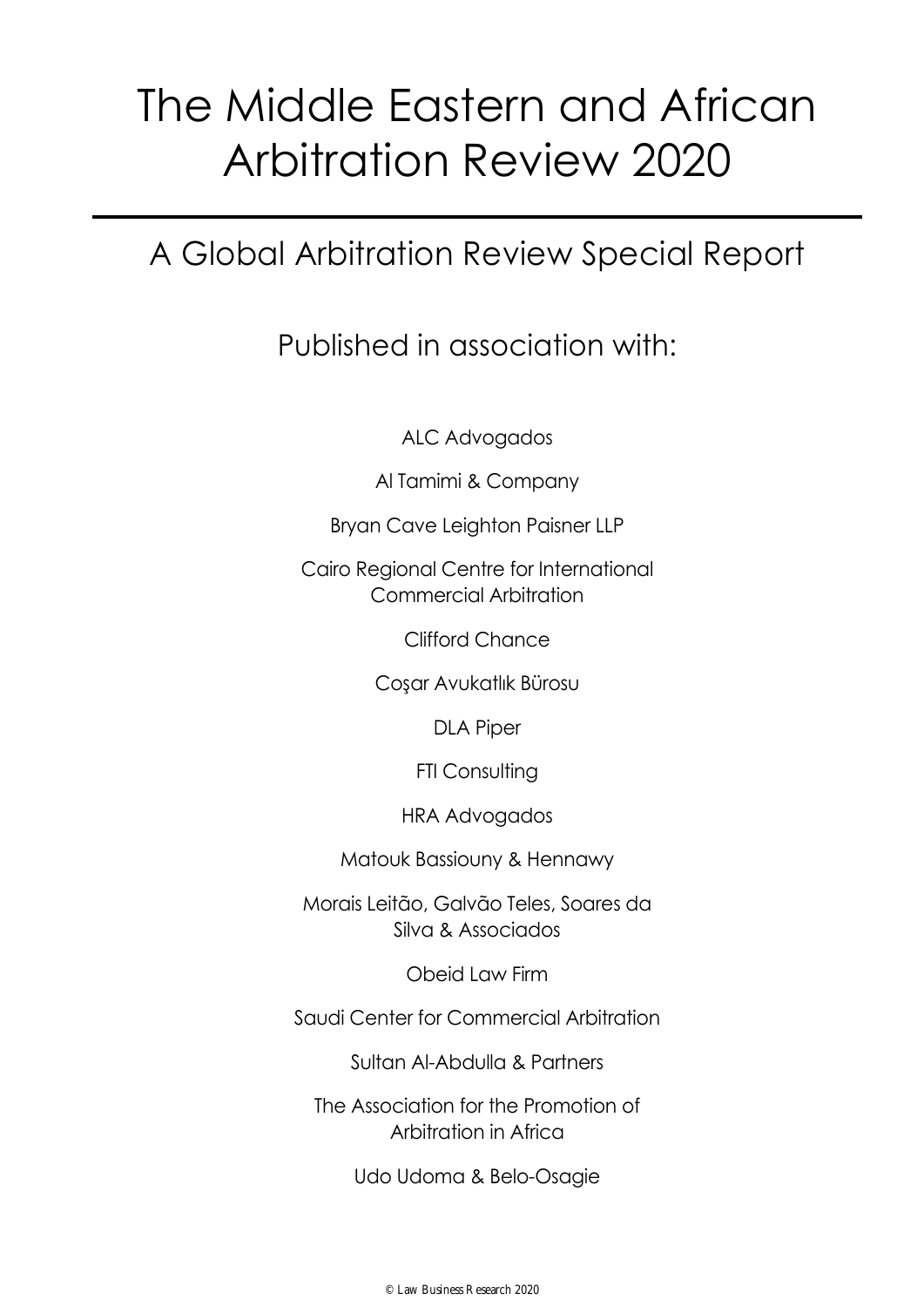# The Middle Eastern and African Arbitration Review 2020

## A Global Arbitration Review Special Report

Published in association with:

ALC Advogados

Al Tamimi & Company

Bryan Cave Leighton Paisner LLP

Cairo Regional Centre for International Commercial Arbitration

Clifford Chance

Coşar Avukatlık Bürosu

DLA Piper

FTI Consulting

HRA Advogados

Matouk Bassiouny & Hennawy

Morais Leitão, Galvão Teles, Soares da Silva & Associados

Obeid Law Firm

Saudi Center for Commercial Arbitration

Sultan Al-Abdulla & Partners

The Association for the Promotion of Arbitration in Africa

Udo Udoma & Belo-Osagie

© Law Business Research 2020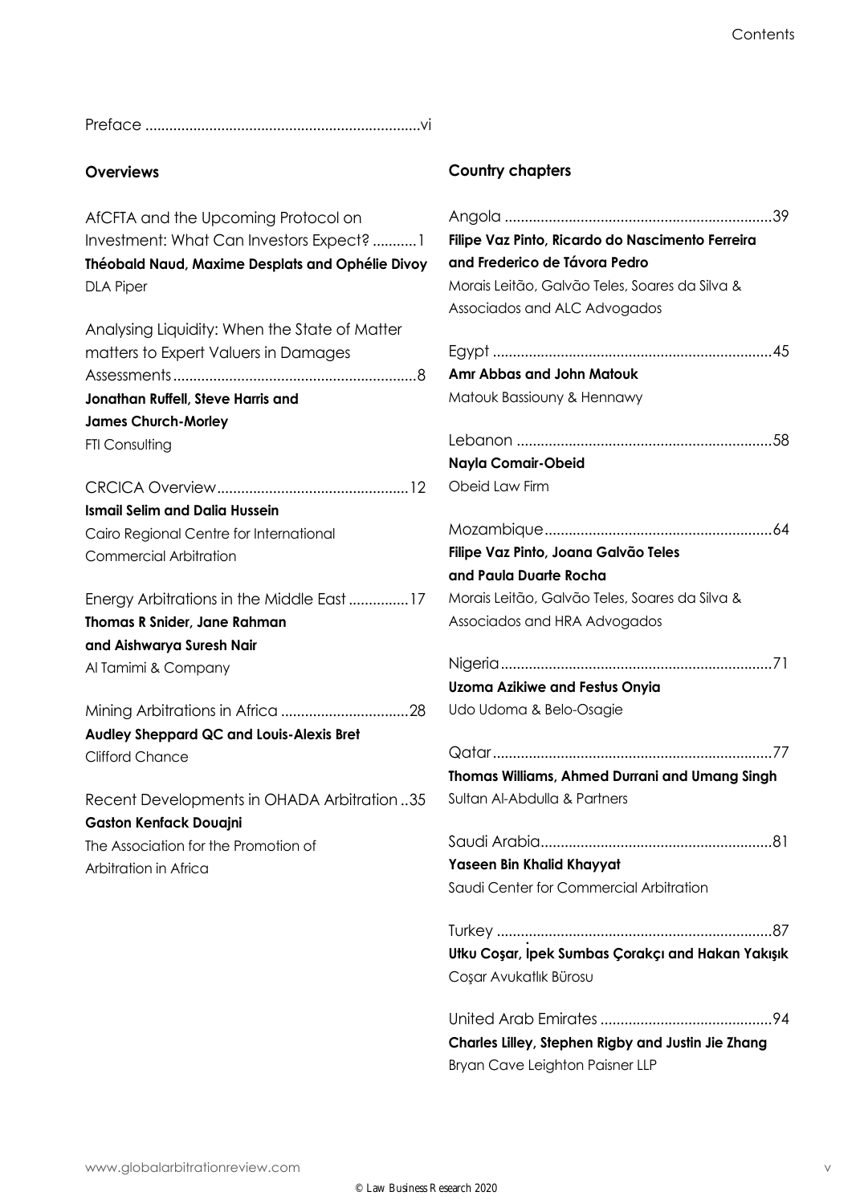Preface ....................................................................vi

## Overviews

AfCFTA and the Upcoming Protocol on Investment: What Can Investors Expect? ...........1
**Théobald Naud, Maxime Desplats and Ophélie Divoy**
DLA Piper

Analysing Liquidity: When the State of Matter matters to Expert Valuers in Damages Assessments............................................................8
**Jonathan Ruffell, Steve Harris and James Church-Morley**
FTI Consulting

CRCICA Overview................................................12
**Ismail Selim and Dalia Hussein**
Cairo Regional Centre for International Commercial Arbitration

Energy Arbitrations in the Middle East ...............17
**Thomas R Snider, Jane Rahman and Aishwarya Suresh Nair**
Al Tamimi & Company

Mining Arbitrations in Africa ................................28
**Audley Sheppard QC and Louis-Alexis Bret**
Clifford Chance

Recent Developments in OHADA Arbitration ..35
**Gaston Kenfack Douajni**
The Association for the Promotion of Arbitration in Africa

## Country chapters

Angola ..................................................................39
**Filipe Vaz Pinto, Ricardo do Nascimento Ferreira and Frederico de Távora Pedro**
Morais Leitão, Galvão Teles, Soares da Silva & Associados and ALC Advogados

Egypt .....................................................................45
**Amr Abbas and John Matouk**
Matouk Bassiouny & Hennawy

Lebanon ...............................................................58
**Nayla Comair-Obeid**
Obeid Law Firm

Mozambique........................................................64
**Filipe Vaz Pinto, Joana Galvão Teles and Paula Duarte Rocha**
Morais Leitão, Galvão Teles, Soares da Silva & Associados and HRA Advogados

Nigeria...................................................................71
**Uzoma Azikiwe and Festus Onyia**
Udo Udoma & Belo-Osagie

Qatar.....................................................................77
**Thomas Williams, Ahmed Durrani and Umang Singh**
Sultan Al-Abdulla & Partners

Saudi Arabia.........................................................81
**Yaseen Bin Khalid Khayyat**
Saudi Center for Commercial Arbitration

Turkey ....................................................................87
**Utku Coşar, İpek Sumbas Çorakçı and Hakan Yakışık**
Coşar Avukatlık Bürosu

United Arab Emirates ...........................................94
**Charles Lilley, Stephen Rigby and Justin Jie Zhang**
Bryan Cave Leighton Paisner LLP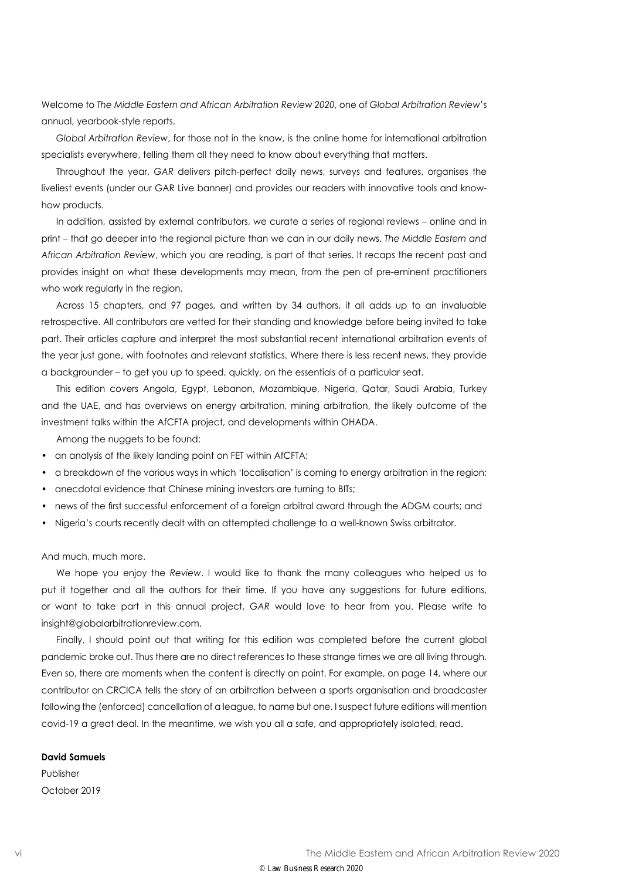Welcome to *The Middle Eastern and African Arbitration Review 2020*, one of *Global Arbitration Review*'s annual, yearbook-style reports.

*Global Arbitration Review*, for those not in the know, is the online home for international arbitration specialists everywhere, telling them all they need to know about everything that matters.

Throughout the year, *GAR* delivers pitch-perfect daily news, surveys and features, organises the liveliest events (under our GAR Live banner) and provides our readers with innovative tools and know-how products.

In addition, assisted by external contributors, we curate a series of regional reviews – online and in print – that go deeper into the regional picture than we can in our daily news. *The Middle Eastern and African Arbitration Review*, which you are reading, is part of that series. It recaps the recent past and provides insight on what these developments may mean, from the pen of pre-eminent practitioners who work regularly in the region.

Across 15 chapters, and 97 pages, and written by 34 authors, it all adds up to an invaluable retrospective. All contributors are vetted for their standing and knowledge before being invited to take part. Their articles capture and interpret the most substantial recent international arbitration events of the year just gone, with footnotes and relevant statistics. Where there is less recent news, they provide a backgrounder – to get you up to speed, quickly, on the essentials of a particular seat.

This edition covers Angola, Egypt, Lebanon, Mozambique, Nigeria, Qatar, Saudi Arabia, Turkey and the UAE, and has overviews on energy arbitration, mining arbitration, the likely outcome of the investment talks within the AfCFTA project, and developments within OHADA.

Among the nuggets to be found:

- an analysis of the likely landing point on FET within AfCFTA;
- a breakdown of the various ways in which 'localisation' is coming to energy arbitration in the region;
- anecdotal evidence that Chinese mining investors are turning to BITs;
- news of the first successful enforcement of a foreign arbitral award through the ADGM courts; and
- Nigeria's courts recently dealt with an attempted challenge to a well-known Swiss arbitrator.

And much, much more.

We hope you enjoy the *Review*. I would like to thank the many colleagues who helped us to put it together and all the authors for their time. If you have any suggestions for future editions, or want to take part in this annual project, *GAR* would love to hear from you. Please write to insight@globalarbitrationreview.com.

Finally, I should point out that writing for this edition was completed before the current global pandemic broke out. Thus there are no direct references to these strange times we are all living through. Even so, there are moments when the content is directly on point. For example, on page 14, where our contributor on CRCICA tells the story of an arbitration between a sports organisation and broadcaster following the (enforced) cancellation of a league, to name but one. I suspect future editions will mention covid-19 a great deal. In the meantime, we wish you all a safe, and appropriately isolated, read.

**David Samuels**
Publisher
October 2019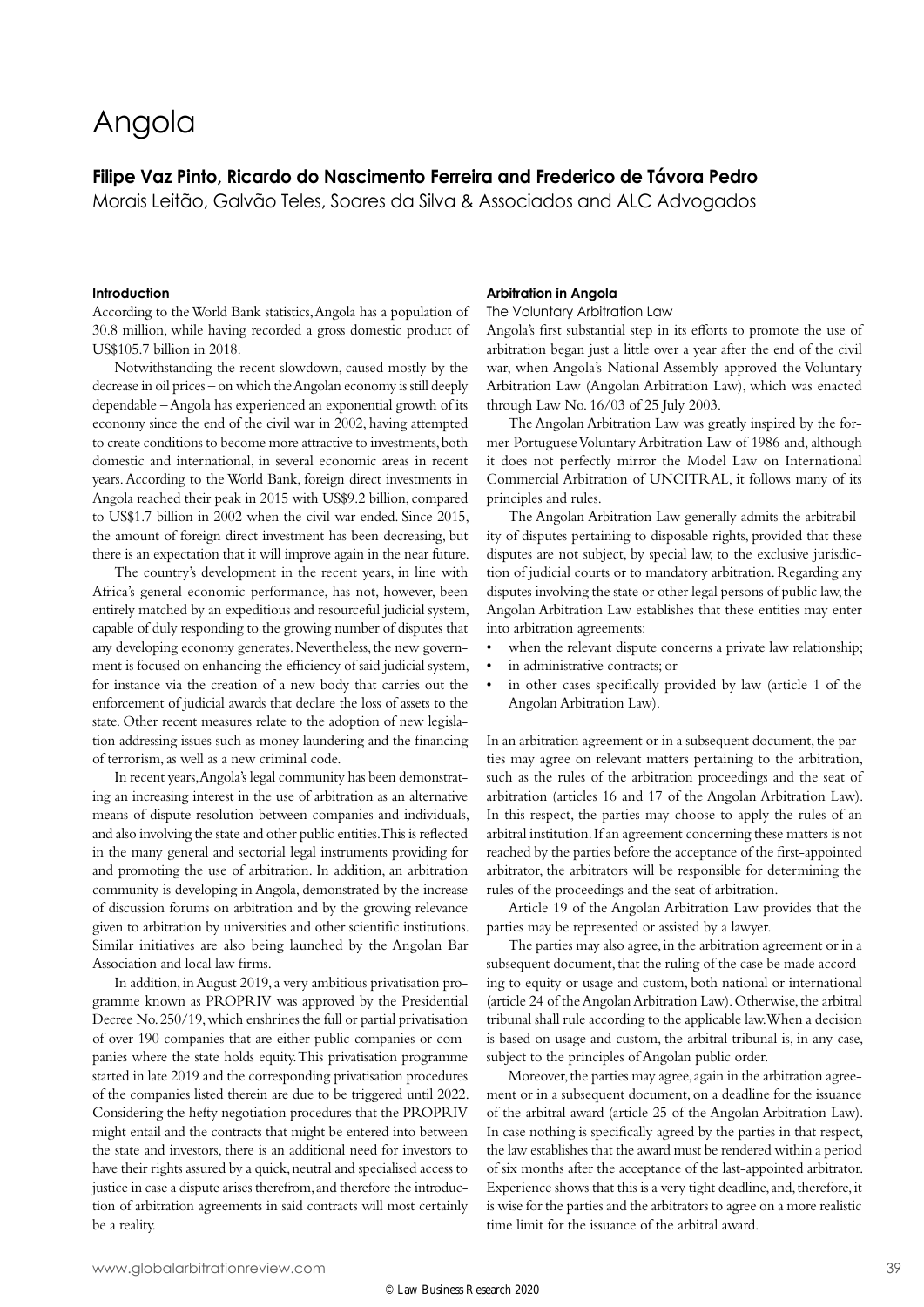# Angola

**Filipe Vaz Pinto, Ricardo do Nascimento Ferreira and Frederico de Távora Pedro**
Morais Leitão, Galvão Teles, Soares da Silva & Associados and ALC Advogados

### Introduction

According to the World Bank statistics, Angola has a population of 30.8 million, while having recorded a gross domestic product of US$105.7 billion in 2018.

Notwithstanding the recent slowdown, caused mostly by the decrease in oil prices – on which the Angolan economy is still deeply dependable – Angola has experienced an exponential growth of its economy since the end of the civil war in 2002, having attempted to create conditions to become more attractive to investments, both domestic and international, in several economic areas in recent years. According to the World Bank, foreign direct investments in Angola reached their peak in 2015 with US$9.2 billion, compared to US$1.7 billion in 2002 when the civil war ended. Since 2015, the amount of foreign direct investment has been decreasing, but there is an expectation that it will improve again in the near future.

The country's development in the recent years, in line with Africa's general economic performance, has not, however, been entirely matched by an expeditious and resourceful judicial system, capable of duly responding to the growing number of disputes that any developing economy generates. Nevertheless, the new government is focused on enhancing the efficiency of said judicial system, for instance via the creation of a new body that carries out the enforcement of judicial awards that declare the loss of assets to the state. Other recent measures relate to the adoption of new legislation addressing issues such as money laundering and the financing of terrorism, as well as a new criminal code.

In recent years, Angola's legal community has been demonstrating an increasing interest in the use of arbitration as an alternative means of dispute resolution between companies and individuals, and also involving the state and other public entities. This is reflected in the many general and sectorial legal instruments providing for and promoting the use of arbitration. In addition, an arbitration community is developing in Angola, demonstrated by the increase of discussion forums on arbitration and by the growing relevance given to arbitration by universities and other scientific institutions. Similar initiatives are also being launched by the Angolan Bar Association and local law firms.

In addition, in August 2019, a very ambitious privatisation programme known as PROPRIV was approved by the Presidential Decree No. 250/19, which enshrines the full or partial privatisation of over 190 companies that are either public companies or companies where the state holds equity. This privatisation programme started in late 2019 and the corresponding privatisation procedures of the companies listed therein are due to be triggered until 2022. Considering the hefty negotiation procedures that the PROPRIV might entail and the contracts that might be entered into between the state and investors, there is an additional need for investors to have their rights assured by a quick, neutral and specialised access to justice in case a dispute arises therefrom, and therefore the introduction of arbitration agreements in said contracts will most certainly be a reality.

### Arbitration in Angola

#### The Voluntary Arbitration Law

Angola's first substantial step in its efforts to promote the use of arbitration began just a little over a year after the end of the civil war, when Angola's National Assembly approved the Voluntary Arbitration Law (Angolan Arbitration Law), which was enacted through Law No. 16/03 of 25 July 2003.

The Angolan Arbitration Law was greatly inspired by the former Portuguese Voluntary Arbitration Law of 1986 and, although it does not perfectly mirror the Model Law on International Commercial Arbitration of UNCITRAL, it follows many of its principles and rules.

The Angolan Arbitration Law generally admits the arbitrability of disputes pertaining to disposable rights, provided that these disputes are not subject, by special law, to the exclusive jurisdiction of judicial courts or to mandatory arbitration. Regarding any disputes involving the state or other legal persons of public law, the Angolan Arbitration Law establishes that these entities may enter into arbitration agreements:

- when the relevant dispute concerns a private law relationship;
- in administrative contracts; or
- in other cases specifically provided by law (article 1 of the Angolan Arbitration Law).

In an arbitration agreement or in a subsequent document, the parties may agree on relevant matters pertaining to the arbitration, such as the rules of the arbitration proceedings and the seat of arbitration (articles 16 and 17 of the Angolan Arbitration Law). In this respect, the parties may choose to apply the rules of an arbitral institution. If an agreement concerning these matters is not reached by the parties before the acceptance of the first-appointed arbitrator, the arbitrators will be responsible for determining the rules of the proceedings and the seat of arbitration.

Article 19 of the Angolan Arbitration Law provides that the parties may be represented or assisted by a lawyer.

The parties may also agree, in the arbitration agreement or in a subsequent document, that the ruling of the case be made according to equity or usage and custom, both national or international (article 24 of the Angolan Arbitration Law). Otherwise, the arbitral tribunal shall rule according to the applicable law. When a decision is based on usage and custom, the arbitral tribunal is, in any case, subject to the principles of Angolan public order.

Moreover, the parties may agree, again in the arbitration agreement or in a subsequent document, on a deadline for the issuance of the arbitral award (article 25 of the Angolan Arbitration Law). In case nothing is specifically agreed by the parties in that respect, the law establishes that the award must be rendered within a period of six months after the acceptance of the last-appointed arbitrator. Experience shows that this is a very tight deadline, and, therefore, it is wise for the parties and the arbitrators to agree on a more realistic time limit for the issuance of the arbitral award.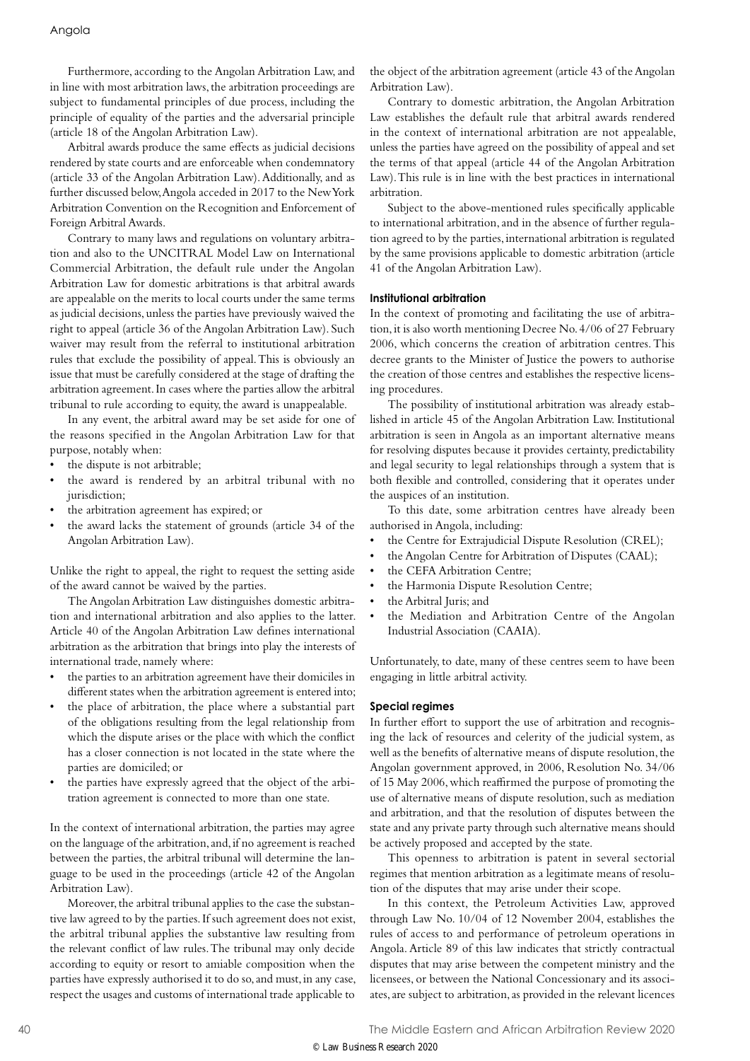Furthermore, according to the Angolan Arbitration Law, and in line with most arbitration laws, the arbitration proceedings are subject to fundamental principles of due process, including the principle of equality of the parties and the adversarial principle (article 18 of the Angolan Arbitration Law).

Arbitral awards produce the same effects as judicial decisions rendered by state courts and are enforceable when condemnatory (article 33 of the Angolan Arbitration Law). Additionally, and as further discussed below, Angola acceded in 2017 to the New York Arbitration Convention on the Recognition and Enforcement of Foreign Arbitral Awards.

Contrary to many laws and regulations on voluntary arbitration and also to the UNCITRAL Model Law on International Commercial Arbitration, the default rule under the Angolan Arbitration Law for domestic arbitrations is that arbitral awards are appealable on the merits to local courts under the same terms as judicial decisions, unless the parties have previously waived the right to appeal (article 36 of the Angolan Arbitration Law). Such waiver may result from the referral to institutional arbitration rules that exclude the possibility of appeal. This is obviously an issue that must be carefully considered at the stage of drafting the arbitration agreement. In cases where the parties allow the arbitral tribunal to rule according to equity, the award is unappealable.

In any event, the arbitral award may be set aside for one of the reasons specified in the Angolan Arbitration Law for that purpose, notably when:

- the dispute is not arbitrable;
- the award is rendered by an arbitral tribunal with no jurisdiction;
- the arbitration agreement has expired; or
- the award lacks the statement of grounds (article 34 of the Angolan Arbitration Law).

Unlike the right to appeal, the right to request the setting aside of the award cannot be waived by the parties.

The Angolan Arbitration Law distinguishes domestic arbitration and international arbitration and also applies to the latter. Article 40 of the Angolan Arbitration Law defines international arbitration as the arbitration that brings into play the interests of international trade, namely where:

- the parties to an arbitration agreement have their domiciles in different states when the arbitration agreement is entered into;
- the place of arbitration, the place where a substantial part of the obligations resulting from the legal relationship from which the dispute arises or the place with which the conflict has a closer connection is not located in the state where the parties are domiciled; or
- the parties have expressly agreed that the object of the arbitration agreement is connected to more than one state.

In the context of international arbitration, the parties may agree on the language of the arbitration, and, if no agreement is reached between the parties, the arbitral tribunal will determine the language to be used in the proceedings (article 42 of the Angolan Arbitration Law).

Moreover, the arbitral tribunal applies to the case the substantive law agreed to by the parties. If such agreement does not exist, the arbitral tribunal applies the substantive law resulting from the relevant conflict of law rules. The tribunal may only decide according to equity or resort to amiable composition when the parties have expressly authorised it to do so, and must, in any case, respect the usages and customs of international trade applicable to the object of the arbitration agreement (article 43 of the Angolan Arbitration Law).

Contrary to domestic arbitration, the Angolan Arbitration Law establishes the default rule that arbitral awards rendered in the context of international arbitration are not appealable, unless the parties have agreed on the possibility of appeal and set the terms of that appeal (article 44 of the Angolan Arbitration Law). This rule is in line with the best practices in international arbitration.

Subject to the above-mentioned rules specifically applicable to international arbitration, and in the absence of further regulation agreed to by the parties, international arbitration is regulated by the same provisions applicable to domestic arbitration (article 41 of the Angolan Arbitration Law).

### Institutional arbitration

In the context of promoting and facilitating the use of arbitration, it is also worth mentioning Decree No. 4/06 of 27 February 2006, which concerns the creation of arbitration centres. This decree grants to the Minister of Justice the powers to authorise the creation of those centres and establishes the respective licensing procedures.

The possibility of institutional arbitration was already established in article 45 of the Angolan Arbitration Law. Institutional arbitration is seen in Angola as an important alternative means for resolving disputes because it provides certainty, predictability and legal security to legal relationships through a system that is both flexible and controlled, considering that it operates under the auspices of an institution.

To this date, some arbitration centres have already been authorised in Angola, including:

- the Centre for Extrajudicial Dispute Resolution (CREL);
- the Angolan Centre for Arbitration of Disputes (CAAL);
- the CEFA Arbitration Centre;
- the Harmonia Dispute Resolution Centre;
- the Arbitral Juris; and
- the Mediation and Arbitration Centre of the Angolan Industrial Association (CAAIA).

Unfortunately, to date, many of these centres seem to have been engaging in little arbitral activity.

### Special regimes

In further effort to support the use of arbitration and recognising the lack of resources and celerity of the judicial system, as well as the benefits of alternative means of dispute resolution, the Angolan government approved, in 2006, Resolution No. 34/06 of 15 May 2006, which reaffirmed the purpose of promoting the use of alternative means of dispute resolution, such as mediation and arbitration, and that the resolution of disputes between the state and any private party through such alternative means should be actively proposed and accepted by the state.

This openness to arbitration is patent in several sectorial regimes that mention arbitration as a legitimate means of resolution of the disputes that may arise under their scope.

In this context, the Petroleum Activities Law, approved through Law No. 10/04 of 12 November 2004, establishes the rules of access to and performance of petroleum operations in Angola. Article 89 of this law indicates that strictly contractual disputes that may arise between the competent ministry and the licensees, or between the National Concessionary and its associates, are subject to arbitration, as provided in the relevant licences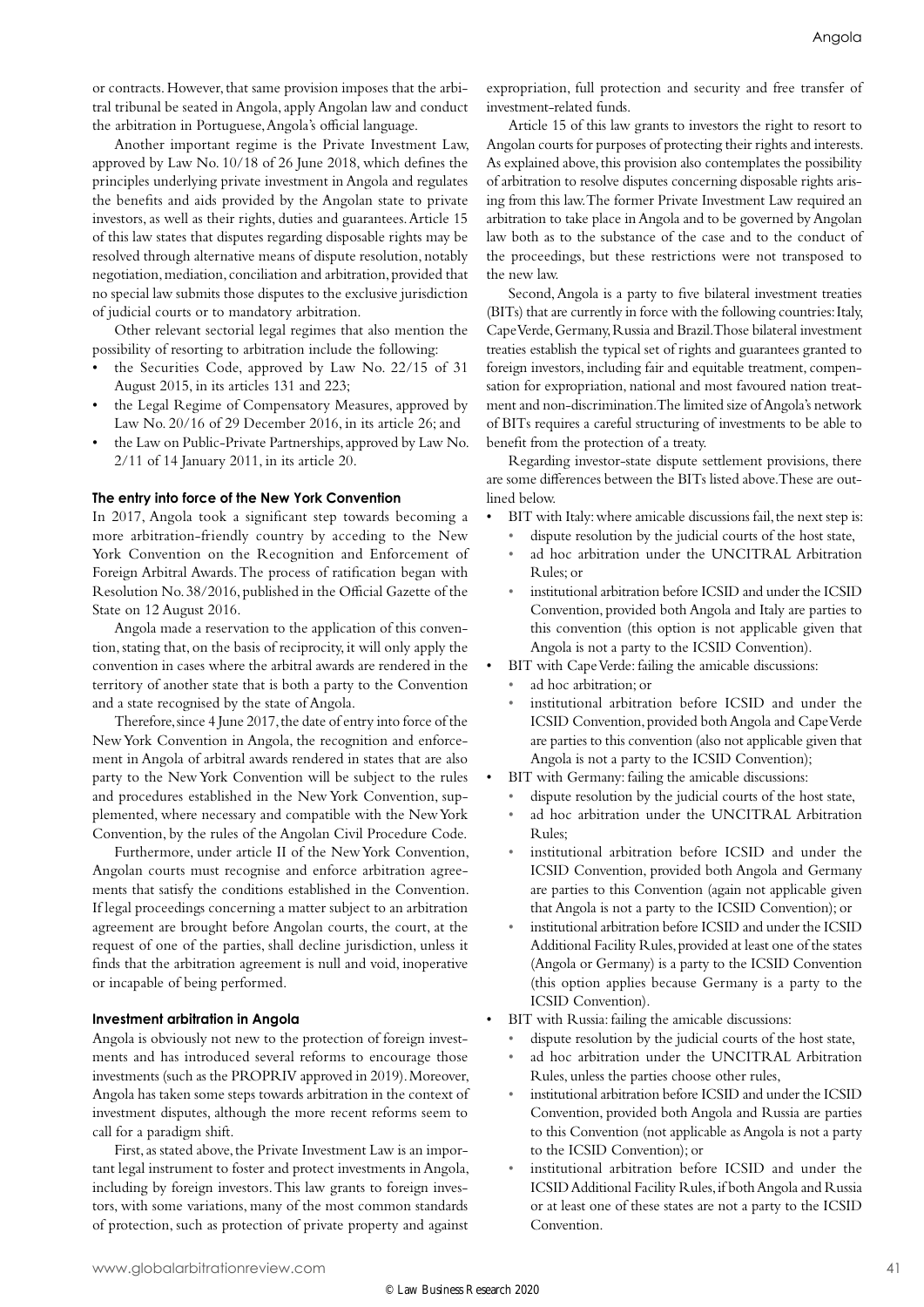or contracts. However, that same provision imposes that the arbitral tribunal be seated in Angola, apply Angolan law and conduct the arbitration in Portuguese, Angola's official language.

Another important regime is the Private Investment Law, approved by Law No. 10/18 of 26 June 2018, which defines the principles underlying private investment in Angola and regulates the benefits and aids provided by the Angolan state to private investors, as well as their rights, duties and guarantees. Article 15 of this law states that disputes regarding disposable rights may be resolved through alternative means of dispute resolution, notably negotiation, mediation, conciliation and arbitration, provided that no special law submits those disputes to the exclusive jurisdiction of judicial courts or to mandatory arbitration.

Other relevant sectorial legal regimes that also mention the possibility of resorting to arbitration include the following:

- the Securities Code, approved by Law No. 22/15 of 31 August 2015, in its articles 131 and 223;
- the Legal Regime of Compensatory Measures, approved by Law No. 20/16 of 29 December 2016, in its article 26; and
- the Law on Public-Private Partnerships, approved by Law No. 2/11 of 14 January 2011, in its article 20.

### The entry into force of the New York Convention

In 2017, Angola took a significant step towards becoming a more arbitration-friendly country by acceding to the New York Convention on the Recognition and Enforcement of Foreign Arbitral Awards. The process of ratification began with Resolution No. 38/2016, published in the Official Gazette of the State on 12 August 2016.

Angola made a reservation to the application of this convention, stating that, on the basis of reciprocity, it will only apply the convention in cases where the arbitral awards are rendered in the territory of another state that is both a party to the Convention and a state recognised by the state of Angola.

Therefore, since 4 June 2017, the date of entry into force of the New York Convention in Angola, the recognition and enforcement in Angola of arbitral awards rendered in states that are also party to the New York Convention will be subject to the rules and procedures established in the New York Convention, supplemented, where necessary and compatible with the New York Convention, by the rules of the Angolan Civil Procedure Code.

Furthermore, under article II of the New York Convention, Angolan courts must recognise and enforce arbitration agreements that satisfy the conditions established in the Convention. If legal proceedings concerning a matter subject to an arbitration agreement are brought before Angolan courts, the court, at the request of one of the parties, shall decline jurisdiction, unless it finds that the arbitration agreement is null and void, inoperative or incapable of being performed.

### Investment arbitration in Angola

Angola is obviously not new to the protection of foreign investments and has introduced several reforms to encourage those investments (such as the PROPRIV approved in 2019). Moreover, Angola has taken some steps towards arbitration in the context of investment disputes, although the more recent reforms seem to call for a paradigm shift.

First, as stated above, the Private Investment Law is an important legal instrument to foster and protect investments in Angola, including by foreign investors. This law grants to foreign investors, with some variations, many of the most common standards of protection, such as protection of private property and against expropriation, full protection and security and free transfer of investment-related funds.

Article 15 of this law grants to investors the right to resort to Angolan courts for purposes of protecting their rights and interests. As explained above, this provision also contemplates the possibility of arbitration to resolve disputes concerning disposable rights arising from this law. The former Private Investment Law required an arbitration to take place in Angola and to be governed by Angolan law both as to the substance of the case and to the conduct of the proceedings, but these restrictions were not transposed to the new law.

Second, Angola is a party to five bilateral investment treaties (BITs) that are currently in force with the following countries: Italy, Cape Verde, Germany, Russia and Brazil. Those bilateral investment treaties establish the typical set of rights and guarantees granted to foreign investors, including fair and equitable treatment, compensation for expropriation, national and most favoured nation treatment and non-discrimination. The limited size of Angola's network of BITs requires a careful structuring of investments to be able to benefit from the protection of a treaty.

Regarding investor-state dispute settlement provisions, there are some differences between the BITs listed above. These are outlined below.

- BIT with Italy: where amicable discussions fail, the next step is:
  - dispute resolution by the judicial courts of the host state,
  - ad hoc arbitration under the UNCITRAL Arbitration Rules; or
  - institutional arbitration before ICSID and under the ICSID Convention, provided both Angola and Italy are parties to this convention (this option is not applicable given that Angola is not a party to the ICSID Convention).
- BIT with Cape Verde: failing the amicable discussions:
  - ad hoc arbitration; or
  - institutional arbitration before ICSID and under the ICSID Convention, provided both Angola and Cape Verde are parties to this convention (also not applicable given that Angola is not a party to the ICSID Convention);
- BIT with Germany: failing the amicable discussions:
  - dispute resolution by the judicial courts of the host state,
  - ad hoc arbitration under the UNCITRAL Arbitration Rules;
  - institutional arbitration before ICSID and under the ICSID Convention, provided both Angola and Germany are parties to this Convention (again not applicable given that Angola is not a party to the ICSID Convention); or
  - institutional arbitration before ICSID and under the ICSID Additional Facility Rules, provided at least one of the states (Angola or Germany) is a party to the ICSID Convention (this option applies because Germany is a party to the ICSID Convention).
- BIT with Russia: failing the amicable discussions:
  - dispute resolution by the judicial courts of the host state,
  - ad hoc arbitration under the UNCITRAL Arbitration Rules, unless the parties choose other rules,
  - institutional arbitration before ICSID and under the ICSID Convention, provided both Angola and Russia are parties to this Convention (not applicable as Angola is not a party to the ICSID Convention); or
  - institutional arbitration before ICSID and under the ICSID Additional Facility Rules, if both Angola and Russia or at least one of these states are not a party to the ICSID Convention.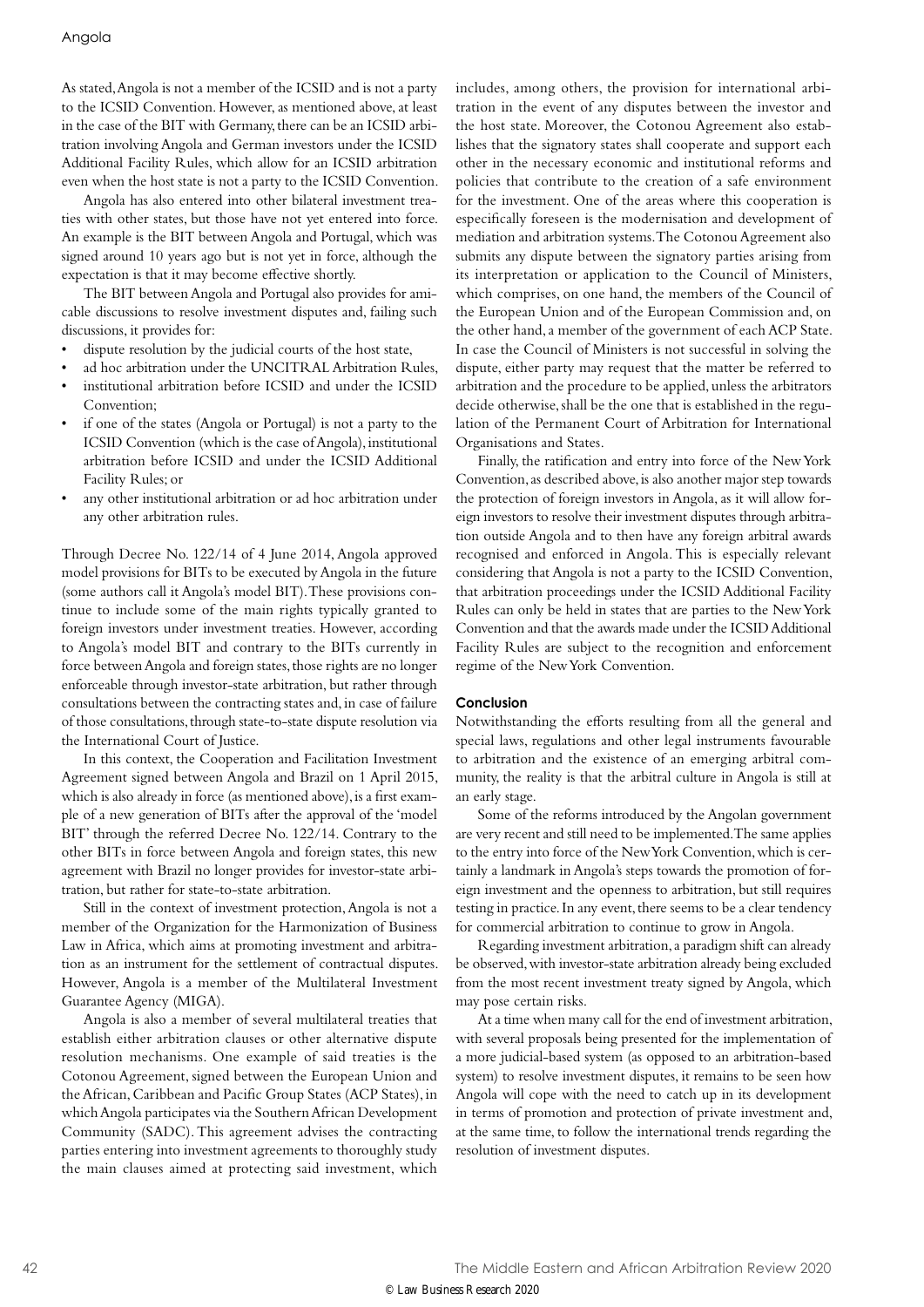As stated, Angola is not a member of the ICSID and is not a party to the ICSID Convention. However, as mentioned above, at least in the case of the BIT with Germany, there can be an ICSID arbitration involving Angola and German investors under the ICSID Additional Facility Rules, which allow for an ICSID arbitration even when the host state is not a party to the ICSID Convention.

Angola has also entered into other bilateral investment treaties with other states, but those have not yet entered into force. An example is the BIT between Angola and Portugal, which was signed around 10 years ago but is not yet in force, although the expectation is that it may become effective shortly.

The BIT between Angola and Portugal also provides for amicable discussions to resolve investment disputes and, failing such discussions, it provides for:

- dispute resolution by the judicial courts of the host state,
- ad hoc arbitration under the UNCITRAL Arbitration Rules,
- institutional arbitration before ICSID and under the ICSID Convention;
- if one of the states (Angola or Portugal) is not a party to the ICSID Convention (which is the case of Angola), institutional arbitration before ICSID and under the ICSID Additional Facility Rules; or
- any other institutional arbitration or ad hoc arbitration under any other arbitration rules.

Through Decree No. 122/14 of 4 June 2014, Angola approved model provisions for BITs to be executed by Angola in the future (some authors call it Angola's model BIT). These provisions continue to include some of the main rights typically granted to foreign investors under investment treaties. However, according to Angola's model BIT and contrary to the BITs currently in force between Angola and foreign states, those rights are no longer enforceable through investor-state arbitration, but rather through consultations between the contracting states and, in case of failure of those consultations, through state-to-state dispute resolution via the International Court of Justice.

In this context, the Cooperation and Facilitation Investment Agreement signed between Angola and Brazil on 1 April 2015, which is also already in force (as mentioned above), is a first example of a new generation of BITs after the approval of the 'model BIT' through the referred Decree No. 122/14. Contrary to the other BITs in force between Angola and foreign states, this new agreement with Brazil no longer provides for investor-state arbitration, but rather for state-to-state arbitration.

Still in the context of investment protection, Angola is not a member of the Organization for the Harmonization of Business Law in Africa, which aims at promoting investment and arbitration as an instrument for the settlement of contractual disputes. However, Angola is a member of the Multilateral Investment Guarantee Agency (MIGA).

Angola is also a member of several multilateral treaties that establish either arbitration clauses or other alternative dispute resolution mechanisms. One example of said treaties is the Cotonou Agreement, signed between the European Union and the African, Caribbean and Pacific Group States (ACP States), in which Angola participates via the Southern African Development Community (SADC). This agreement advises the contracting parties entering into investment agreements to thoroughly study the main clauses aimed at protecting said investment, which includes, among others, the provision for international arbitration in the event of any disputes between the investor and the host state. Moreover, the Cotonou Agreement also establishes that the signatory states shall cooperate and support each other in the necessary economic and institutional reforms and policies that contribute to the creation of a safe environment for the investment. One of the areas where this cooperation is especifically foreseen is the modernisation and development of mediation and arbitration systems. The Cotonou Agreement also submits any dispute between the signatory parties arising from its interpretation or application to the Council of Ministers, which comprises, on one hand, the members of the Council of the European Union and of the European Commission and, on the other hand, a member of the government of each ACP State. In case the Council of Ministers is not successful in solving the dispute, either party may request that the matter be referred to arbitration and the procedure to be applied, unless the arbitrators decide otherwise, shall be the one that is established in the regulation of the Permanent Court of Arbitration for International Organisations and States.

Finally, the ratification and entry into force of the New York Convention, as described above, is also another major step towards the protection of foreign investors in Angola, as it will allow foreign investors to resolve their investment disputes through arbitration outside Angola and to then have any foreign arbitral awards recognised and enforced in Angola. This is especially relevant considering that Angola is not a party to the ICSID Convention, that arbitration proceedings under the ICSID Additional Facility Rules can only be held in states that are parties to the New York Convention and that the awards made under the ICSID Additional Facility Rules are subject to the recognition and enforcement regime of the New York Convention.

## Conclusion

Notwithstanding the efforts resulting from all the general and special laws, regulations and other legal instruments favourable to arbitration and the existence of an emerging arbitral community, the reality is that the arbitral culture in Angola is still at an early stage.

Some of the reforms introduced by the Angolan government are very recent and still need to be implemented. The same applies to the entry into force of the New York Convention, which is certainly a landmark in Angola's steps towards the promotion of foreign investment and the openness to arbitration, but still requires testing in practice. In any event, there seems to be a clear tendency for commercial arbitration to continue to grow in Angola.

Regarding investment arbitration, a paradigm shift can already be observed, with investor-state arbitration already being excluded from the most recent investment treaty signed by Angola, which may pose certain risks.

At a time when many call for the end of investment arbitration, with several proposals being presented for the implementation of a more judicial-based system (as opposed to an arbitration-based system) to resolve investment disputes, it remains to be seen how Angola will cope with the need to catch up in its development in terms of promotion and protection of private investment and, at the same time, to follow the international trends regarding the resolution of investment disputes.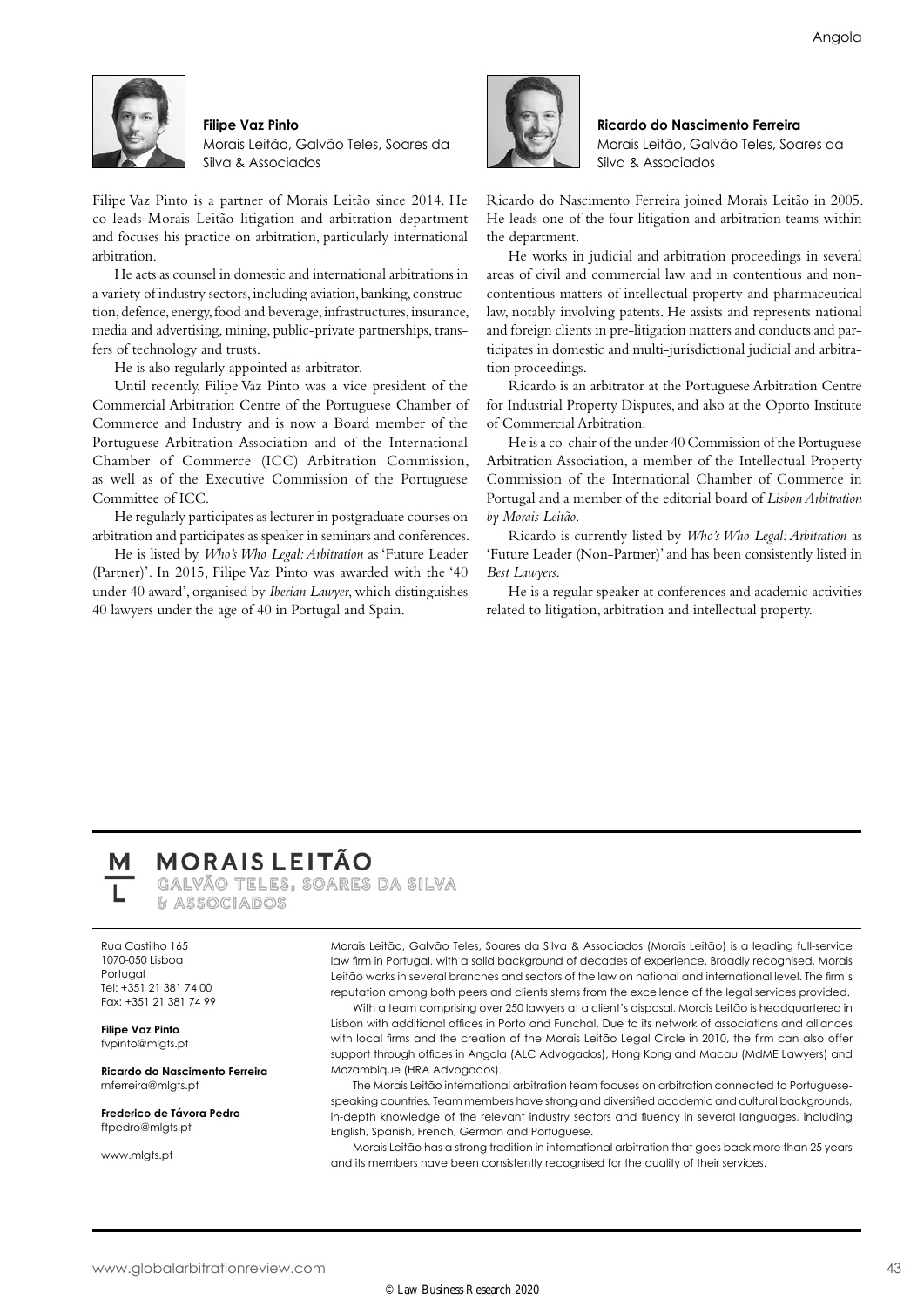**Filipe Vaz Pinto**
Morais Leitão, Galvão Teles, Soares da Silva & Associados

Filipe Vaz Pinto is a partner of Morais Leitão since 2014. He co-leads Morais Leitão litigation and arbitration department and focuses his practice on arbitration, particularly international arbitration.

He acts as counsel in domestic and international arbitrations in a variety of industry sectors, including aviation, banking, construction, defence, energy, food and beverage, infrastructures, insurance, media and advertising, mining, public-private partnerships, transfers of technology and trusts.

He is also regularly appointed as arbitrator.

Until recently, Filipe Vaz Pinto was a vice president of the Commercial Arbitration Centre of the Portuguese Chamber of Commerce and Industry and is now a Board member of the Portuguese Arbitration Association and of the International Chamber of Commerce (ICC) Arbitration Commission, as well as of the Executive Commission of the Portuguese Committee of ICC.

He regularly participates as lecturer in postgraduate courses on arbitration and participates as speaker in seminars and conferences.

He is listed by *Who's Who Legal: Arbitration* as 'Future Leader (Partner)'. In 2015, Filipe Vaz Pinto was awarded with the '40 under 40 award', organised by *Iberian Lawyer*, which distinguishes 40 lawyers under the age of 40 in Portugal and Spain.

**Ricardo do Nascimento Ferreira**
Morais Leitão, Galvão Teles, Soares da Silva & Associados

Ricardo do Nascimento Ferreira joined Morais Leitão in 2005. He leads one of the four litigation and arbitration teams within the department.

He works in judicial and arbitration proceedings in several areas of civil and commercial law and in contentious and non-contentious matters of intellectual property and pharmaceutical law, notably involving patents. He assists and represents national and foreign clients in pre-litigation matters and conducts and participates in domestic and multi-jurisdictional judicial and arbitration proceedings.

Ricardo is an arbitrator at the Portuguese Arbitration Centre for Industrial Property Disputes, and also at the Oporto Institute of Commercial Arbitration.

He is a co-chair of the under 40 Commission of the Portuguese Arbitration Association, a member of the Intellectual Property Commission of the International Chamber of Commerce in Portugal and a member of the editorial board of *Lisbon Arbitration by Morais Leitão*.

Ricardo is currently listed by *Who's Who Legal: Arbitration* as 'Future Leader (Non-Partner)' and has been consistently listed in *Best Lawyers*.

He is a regular speaker at conferences and academic activities related to litigation, arbitration and intellectual property.

**MORAIS LEITÃO**
GALVÃO TELES, SOARES DA SILVA & ASSOCIADOS

Rua Castilho 165
1070-050 Lisboa
Portugal
Tel: +351 21 381 74 00
Fax: +351 21 381 74 99

**Filipe Vaz Pinto**
fvpinto@mlgts.pt

**Ricardo do Nascimento Ferreira**
rnferreira@mlgts.pt

**Frederico de Távora Pedro**
ftpedro@mlgts.pt

www.mlgts.pt

Morais Leitão, Galvão Teles, Soares da Silva & Associados (Morais Leitão) is a leading full-service law firm in Portugal, with a solid background of decades of experience. Broadly recognised, Morais Leitão works in several branches and sectors of the law on national and international level. The firm's reputation among both peers and clients stems from the excellence of the legal services provided.

With a team comprising over 250 lawyers at a client's disposal, Morais Leitão is headquartered in Lisbon with additional offices in Porto and Funchal. Due to its network of associations and alliances with local firms and the creation of the Morais Leitão Legal Circle in 2010, the firm can also offer support through offices in Angola (ALC Advogados), Hong Kong and Macau (MdME Lawyers) and Mozambique (HRA Advogados).

The Morais Leitão international arbitration team focuses on arbitration connected to Portuguese-speaking countries. Team members have strong and diversified academic and cultural backgrounds, in-depth knowledge of the relevant industry sectors and fluency in several languages, including English, Spanish, French, German and Portuguese.

Morais Leitão has a strong tradition in international arbitration that goes back more than 25 years and its members have been consistently recognised for the quality of their services.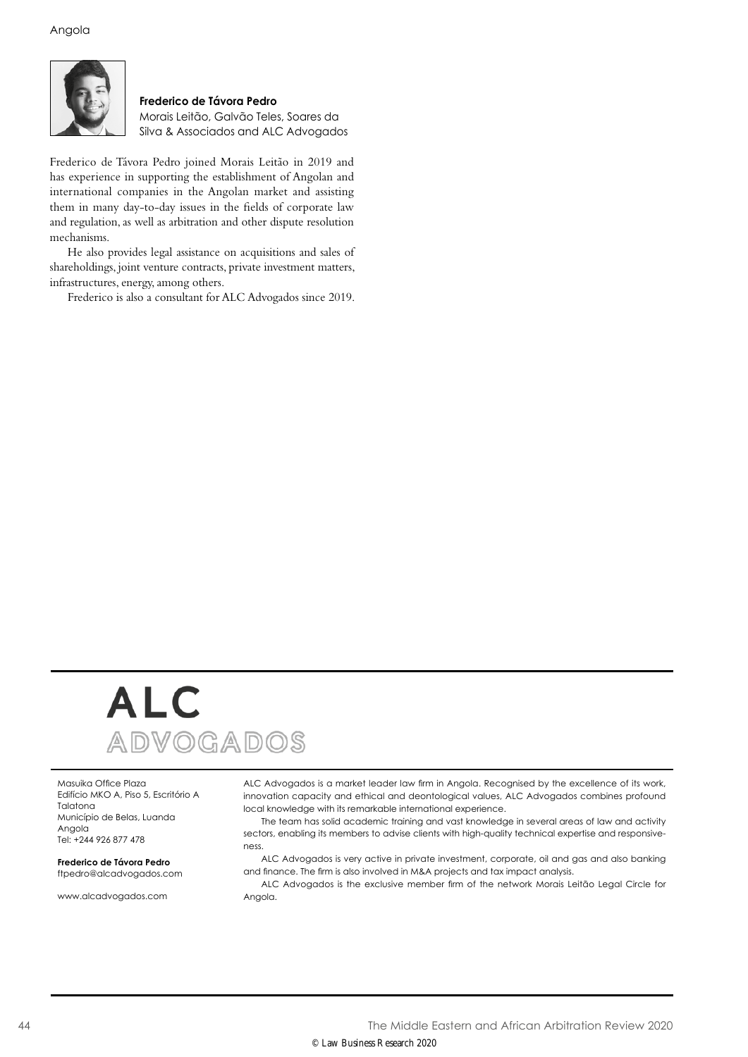**Frederico de Távora Pedro**
Morais Leitão, Galvão Teles, Soares da Silva & Associados and ALC Advogados

Frederico de Távora Pedro joined Morais Leitão in 2019 and has experience in supporting the establishment of Angolan and international companies in the Angolan market and assisting them in many day-to-day issues in the fields of corporate law and regulation, as well as arbitration and other dispute resolution mechanisms.

He also provides legal assistance on acquisitions and sales of shareholdings, joint venture contracts, private investment matters, infrastructures, energy, among others.

Frederico is also a consultant for ALC Advogados since 2019.

**ALC**
**ADVOGADOS**

Masuika Office Plaza
Edifício MKO A, Piso 5, Escritório A
Talatona
Município de Belas, Luanda
Angola
Tel: +244 926 877 478

**Frederico de Távora Pedro**
ftpedro@alcadvogados.com

www.alcadvogados.com

ALC Advogados is a market leader law firm in Angola. Recognised by the excellence of its work, innovation capacity and ethical and deontological values, ALC Advogados combines profound local knowledge with its remarkable international experience.

The team has solid academic training and vast knowledge in several areas of law and activity sectors, enabling its members to advise clients with high-quality technical expertise and responsiveness.

ALC Advogados is very active in private investment, corporate, oil and gas and also banking and finance. The firm is also involved in M&A projects and tax impact analysis.

ALC Advogados is the exclusive member firm of the network Morais Leitão Legal Circle for Angola.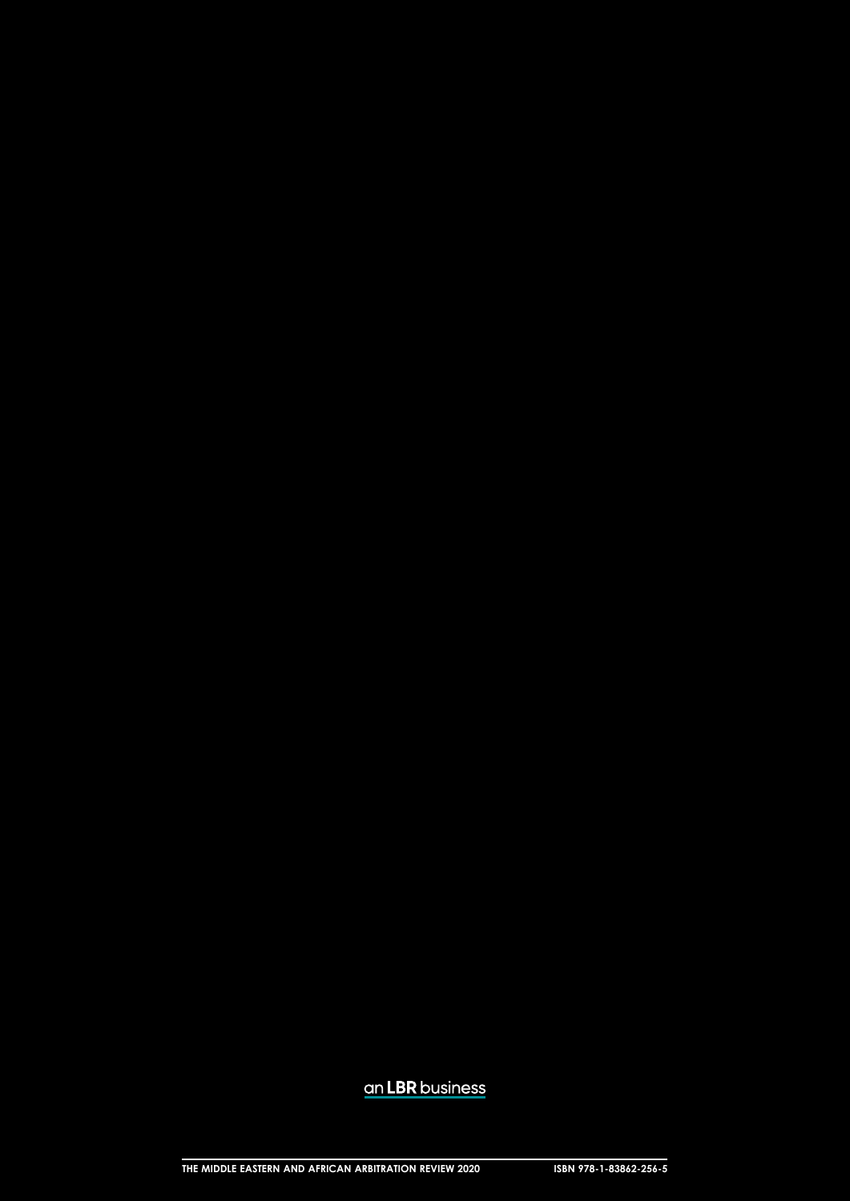an **LBR** business

THE MIDDLE EASTERN AND AFRICAN ARBITRATION REVIEW 2020 ISBN 978-1-83862-256-5